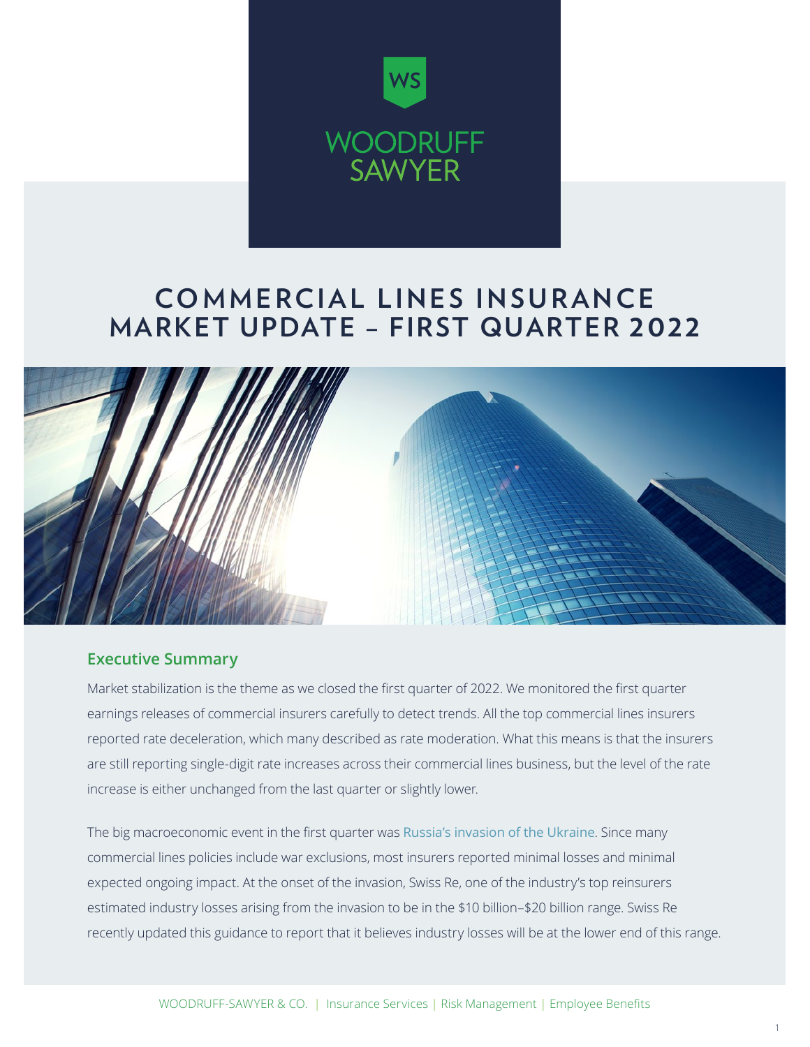WOODRUFF SAWYER

# COMMERCIAL LINES INSURANCE MARKET UPDATE – FIRST QUARTER 2022

## Executive Summary

Market stabilization is the theme as we closed the first quarter of 2022. We monitored the first quarter earnings releases of commercial insurers carefully to detect trends. All the top commercial lines insurers reported rate deceleration, which many described as rate moderation. What this means is that the insurers are still reporting single-digit rate increases across their commercial lines business, but the level of the rate increase is either unchanged from the last quarter or slightly lower.

The big macroeconomic event in the first quarter was Russia's invasion of the Ukraine. Since many commercial lines policies include war exclusions, most insurers reported minimal losses and minimal expected ongoing impact. At the onset of the invasion, Swiss Re, one of the industry's top reinsurers estimated industry losses arising from the invasion to be in the $10 billion–$20 billion range. Swiss Re recently updated this guidance to report that it believes industry losses will be at the lower end of this range.

WOODRUFF-SAWYER & CO. | Insurance Services | Risk Management | Employee Benefits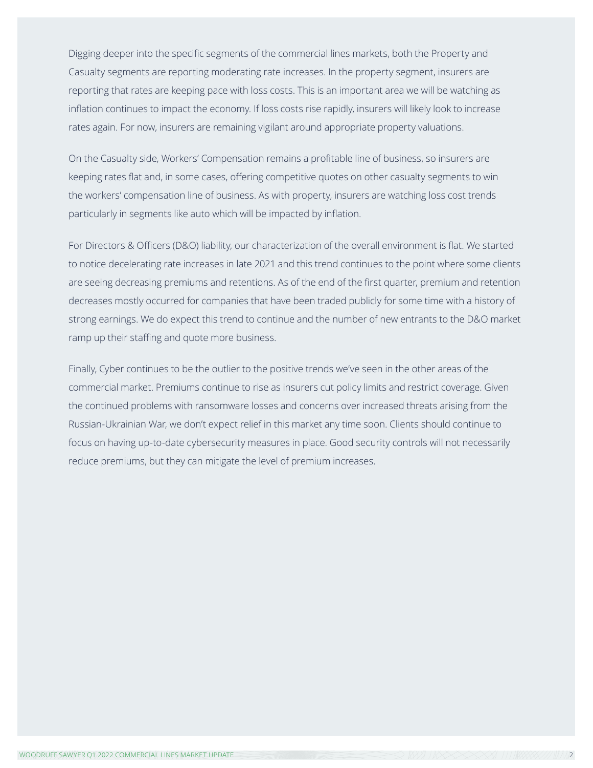Digging deeper into the specific segments of the commercial lines markets, both the Property and Casualty segments are reporting moderating rate increases. In the property segment, insurers are reporting that rates are keeping pace with loss costs. This is an important area we will be watching as inflation continues to impact the economy. If loss costs rise rapidly, insurers will likely look to increase rates again. For now, insurers are remaining vigilant around appropriate property valuations.

On the Casualty side, Workers' Compensation remains a profitable line of business, so insurers are keeping rates flat and, in some cases, offering competitive quotes on other casualty segments to win the workers' compensation line of business. As with property, insurers are watching loss cost trends particularly in segments like auto which will be impacted by inflation.

For Directors & Officers (D&O) liability, our characterization of the overall environment is flat. We started to notice decelerating rate increases in late 2021 and this trend continues to the point where some clients are seeing decreasing premiums and retentions. As of the end of the first quarter, premium and retention decreases mostly occurred for companies that have been traded publicly for some time with a history of strong earnings. We do expect this trend to continue and the number of new entrants to the D&O market ramp up their staffing and quote more business.

Finally, Cyber continues to be the outlier to the positive trends we've seen in the other areas of the commercial market. Premiums continue to rise as insurers cut policy limits and restrict coverage. Given the continued problems with ransomware losses and concerns over increased threats arising from the Russian-Ukrainian War, we don't expect relief in this market any time soon. Clients should continue to focus on having up-to-date cybersecurity measures in place. Good security controls will not necessarily reduce premiums, but they can mitigate the level of premium increases.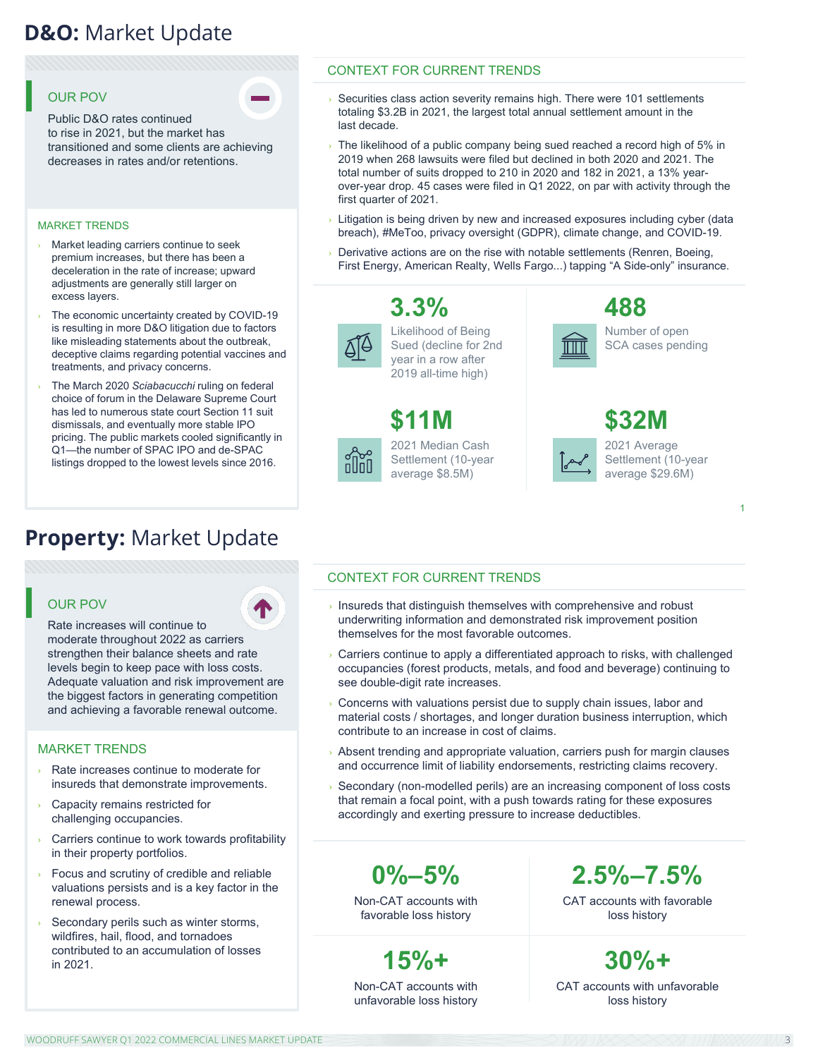# **D&O:** Market Update

## OUR POV

Public D&O rates continued to rise in 2021, but the market has transitioned and some clients are achieving decreases in rates and/or retentions.

### MARKET TRENDS

- Market leading carriers continue to seek premium increases, but there has been a deceleration in the rate of increase; upward adjustments are generally still larger on excess layers.
- The economic uncertainty created by COVID-19 is resulting in more D&O litigation due to factors like misleading statements about the outbreak, deceptive claims regarding potential vaccines and treatments, and privacy concerns.
- The March 2020 *Sciabacucchi* ruling on federal choice of forum in the Delaware Supreme Court has led to numerous state court Section 11 suit dismissals, and eventually more stable IPO pricing. The public markets cooled significantly in Q1—the number of SPAC IPO and de-SPAC listings dropped to the lowest levels since 2016.

### CONTEXT FOR CURRENT TRENDS

- Securities class action severity remains high. There were 101 settlements totaling $3.2B in 2021, the largest total annual settlement amount in the last decade.
- The likelihood of a public company being sued reached a record high of 5% in 2019 when 268 lawsuits were filed but declined in both 2020 and 2021. The total number of suits dropped to 210 in 2020 and 182 in 2021, a 13% year-over-year drop. 45 cases were filed in Q1 2022, on par with activity through the first quarter of 2021.
- Litigation is being driven by new and increased exposures including cyber (data breach), #MeToo, privacy oversight (GDPR), climate change, and COVID-19.
- Derivative actions are on the rise with notable settlements (Renren, Boeing, First Energy, American Realty, Wells Fargo...) tapping "A Side-only" insurance.

**3.3%**
Likelihood of Being Sued (decline for 2nd year in a row after 2019 all-time high)

**488**
Number of open SCA cases pending

**$11M**
2021 Median Cash Settlement (10-year average $8.5M)

**$32M**
2021 Average Settlement (10-year average $29.6M)

1

# **Property:** Market Update

## OUR POV

Rate increases will continue to moderate throughout 2022 as carriers strengthen their balance sheets and rate levels begin to keep pace with loss costs. Adequate valuation and risk improvement are the biggest factors in generating competition and achieving a favorable renewal outcome.

### MARKET TRENDS

- Rate increases continue to moderate for insureds that demonstrate improvements.
- Capacity remains restricted for challenging occupancies.
- Carriers continue to work towards profitability in their property portfolios.
- Focus and scrutiny of credible and reliable valuations persists and is a key factor in the renewal process.
- Secondary perils such as winter storms, wildfires, hail, flood, and tornadoes contributed to an accumulation of losses in 2021.

### CONTEXT FOR CURRENT TRENDS

- Insureds that distinguish themselves with comprehensive and robust underwriting information and demonstrated risk improvement position themselves for the most favorable outcomes.
- Carriers continue to apply a differentiated approach to risks, with challenged occupancies (forest products, metals, and food and beverage) continuing to see double-digit rate increases.
- Concerns with valuations persist due to supply chain issues, labor and material costs / shortages, and longer duration business interruption, which contribute to an increase in cost of claims.
- Absent trending and appropriate valuation, carriers push for margin clauses and occurrence limit of liability endorsements, restricting claims recovery.
- Secondary (non-modelled perils) are an increasing component of loss costs that remain a focal point, with a push towards rating for these exposures accordingly and exerting pressure to increase deductibles.

**0%–5%**
Non-CAT accounts with favorable loss history

**2.5%–7.5%**
CAT accounts with favorable loss history

**15%+**
Non-CAT accounts with unfavorable loss history

**30%+**
CAT accounts with unfavorable loss history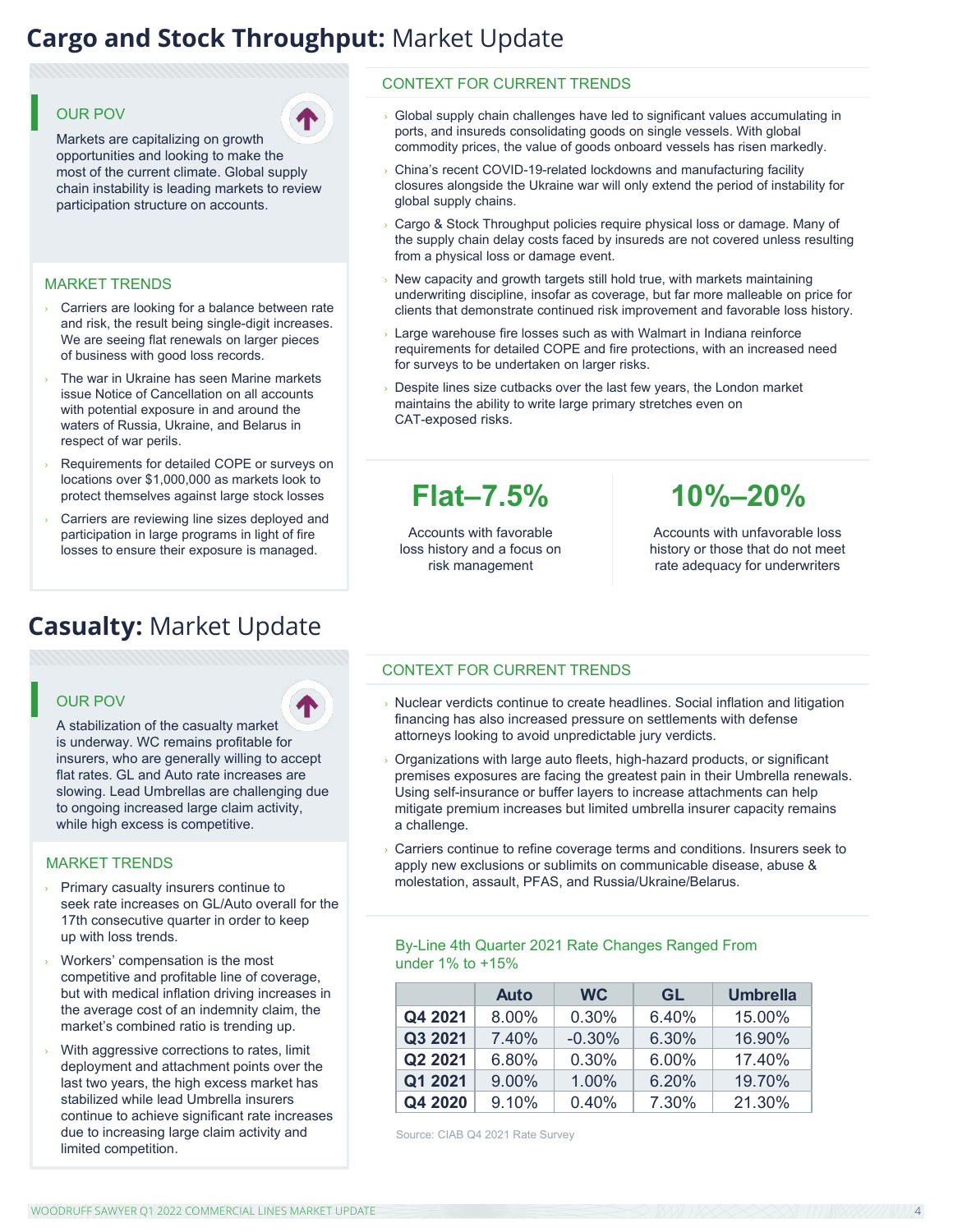# **Cargo and Stock Throughput:** Market Update

### OUR POV

Markets are capitalizing on growth opportunities and looking to make the most of the current climate. Global supply chain instability is leading markets to review participation structure on accounts.

### MARKET TRENDS

- Carriers are looking for a balance between rate and risk, the result being single-digit increases. We are seeing flat renewals on larger pieces of business with good loss records.
- The war in Ukraine has seen Marine markets issue Notice of Cancellation on all accounts with potential exposure in and around the waters of Russia, Ukraine, and Belarus in respect of war perils.
- Requirements for detailed COPE or surveys on locations over $1,000,000 as markets look to protect themselves against large stock losses
- Carriers are reviewing line sizes deployed and participation in large programs in light of fire losses to ensure their exposure is managed.

### CONTEXT FOR CURRENT TRENDS

- Global supply chain challenges have led to significant values accumulating in ports, and insureds consolidating goods on single vessels. With global commodity prices, the value of goods onboard vessels has risen markedly.
- China's recent COVID-19-related lockdowns and manufacturing facility closures alongside the Ukraine war will only extend the period of instability for global supply chains.
- Cargo & Stock Throughput policies require physical loss or damage. Many of the supply chain delay costs faced by insureds are not covered unless resulting from a physical loss or damage event.
- New capacity and growth targets still hold true, with markets maintaining underwriting discipline, insofar as coverage, but far more malleable on price for clients that demonstrate continued risk improvement and favorable loss history.
- Large warehouse fire losses such as with Walmart in Indiana reinforce requirements for detailed COPE and fire protections, with an increased need for surveys to be undertaken on larger risks.
- Despite lines size cutbacks over the last few years, the London market maintains the ability to write large primary stretches even on CAT-exposed risks.

**Flat–7.5%**

Accounts with favorable loss history and a focus on risk management

**10%–20%**

Accounts with unfavorable loss history or those that do not meet rate adequacy for underwriters

# **Casualty:** Market Update

### OUR POV

A stabilization of the casualty market is underway. WC remains profitable for insurers, who are generally willing to accept flat rates. GL and Auto rate increases are slowing. Lead Umbrellas are challenging due to ongoing increased large claim activity, while high excess is competitive.

### MARKET TRENDS

- Primary casualty insurers continue to seek rate increases on GL/Auto overall for the 17th consecutive quarter in order to keep up with loss trends.
- Workers' compensation is the most competitive and profitable line of coverage, but with medical inflation driving increases in the average cost of an indemnity claim, the market's combined ratio is trending up.
- With aggressive corrections to rates, limit deployment and attachment points over the last two years, the high excess market has stabilized while lead Umbrella insurers continue to achieve significant rate increases due to increasing large claim activity and limited competition.

### CONTEXT FOR CURRENT TRENDS

- Nuclear verdicts continue to create headlines. Social inflation and litigation financing has also increased pressure on settlements with defense attorneys looking to avoid unpredictable jury verdicts.
- Organizations with large auto fleets, high-hazard products, or significant premises exposures are facing the greatest pain in their Umbrella renewals. Using self-insurance or buffer layers to increase attachments can help mitigate premium increases but limited umbrella insurer capacity remains a challenge.
- Carriers continue to refine coverage terms and conditions. Insurers seek to apply new exclusions or sublimits on communicable disease, abuse & molestation, assault, PFAS, and Russia/Ukraine/Belarus.

By-Line 4th Quarter 2021 Rate Changes Ranged From under 1% to +15%

| | Auto | WC | GL | Umbrella |
|---|---|---|---|---|
| **Q4 2021** | 8.00% | 0.30% | 6.40% | 15.00% |
| **Q3 2021** | 7.40% | -0.30% | 6.30% | 16.90% |
| **Q2 2021** | 6.80% | 0.30% | 6.00% | 17.40% |
| **Q1 2021** | 9.00% | 1.00% | 6.20% | 19.70% |
| **Q4 2020** | 9.10% | 0.40% | 7.30% | 21.30% |

Source: CIAB Q4 2021 Rate Survey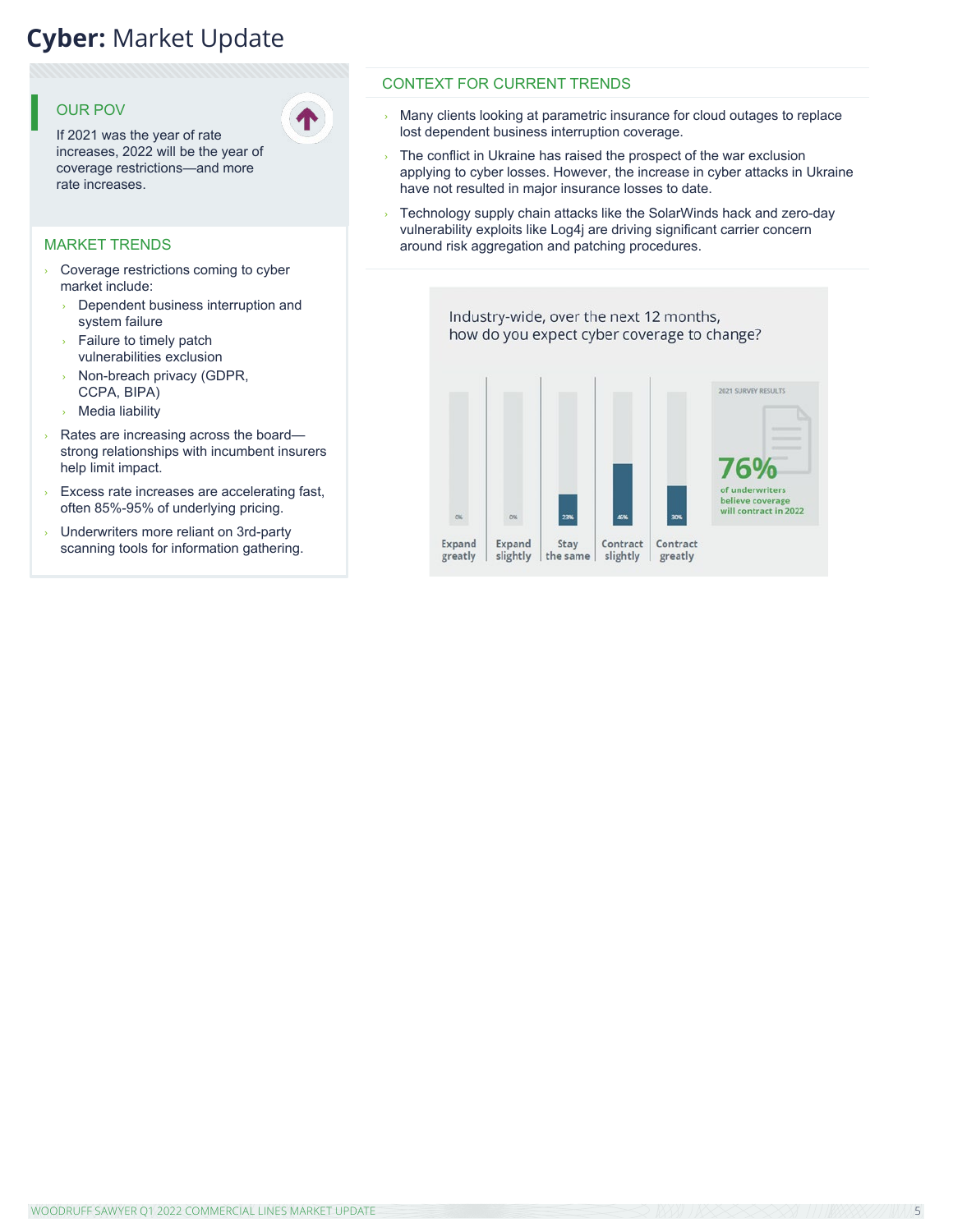# **Cyber:** Market Update

### OUR POV

If 2021 was the year of rate increases, 2022 will be the year of coverage restrictions—and more rate increases.

### MARKET TRENDS

- Coverage restrictions coming to cyber market include:
  - Dependent business interruption and system failure
  - Failure to timely patch vulnerabilities exclusion
  - Non-breach privacy (GDPR, CCPA, BIPA)
  - Media liability
- Rates are increasing across the board—strong relationships with incumbent insurers help limit impact.
- Excess rate increases are accelerating fast, often 85%-95% of underlying pricing.
- Underwriters more reliant on 3rd-party scanning tools for information gathering.

### CONTEXT FOR CURRENT TRENDS

- Many clients looking at parametric insurance for cloud outages to replace lost dependent business interruption coverage.
- The conflict in Ukraine has raised the prospect of the war exclusion applying to cyber losses. However, the increase in cyber attacks in Ukraine have not resulted in major insurance losses to date.
- Technology supply chain attacks like the SolarWinds hack and zero-day vulnerability exploits like Log4j are driving significant carrier concern around risk aggregation and patching procedures.

Industry-wide, over the next 12 months, how do you expect cyber coverage to change?

| Expand greatly | Expand slightly | Stay the same | Contract slightly | Contract greatly |
|---|---|---|---|---|
| 0% | 0% | 23% | 46% | 30% |

2021 SURVEY RESULTS

**76%** of underwriters believe coverage will contract in 2022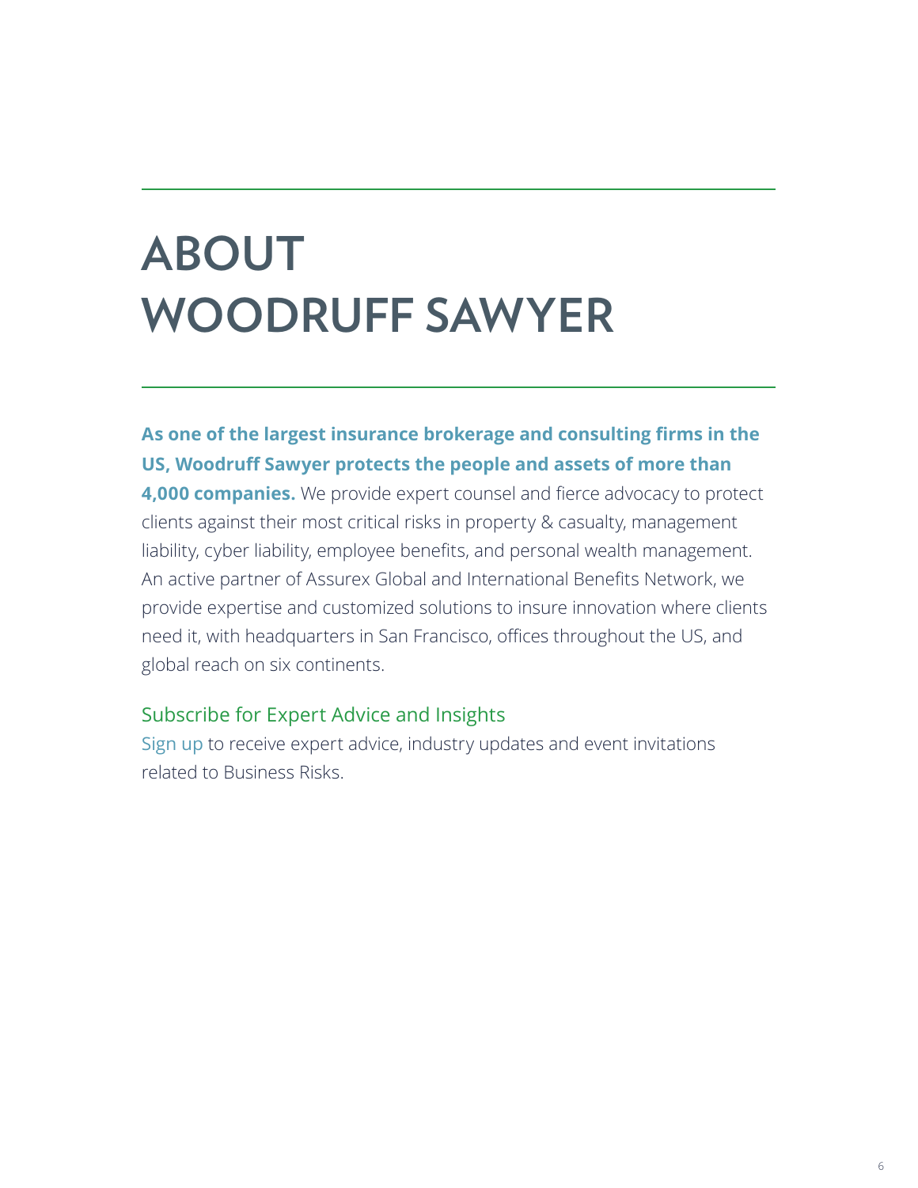# ABOUT WOODRUFF SAWYER

**As one of the largest insurance brokerage and consulting firms in the US, Woodruff Sawyer protects the people and assets of more than 4,000 companies.** We provide expert counsel and fierce advocacy to protect clients against their most critical risks in property & casualty, management liability, cyber liability, employee benefits, and personal wealth management. An active partner of Assurex Global and International Benefits Network, we provide expertise and customized solutions to insure innovation where clients need it, with headquarters in San Francisco, offices throughout the US, and global reach on six continents.

## Subscribe for Expert Advice and Insights

Sign up to receive expert advice, industry updates and event invitations related to Business Risks.